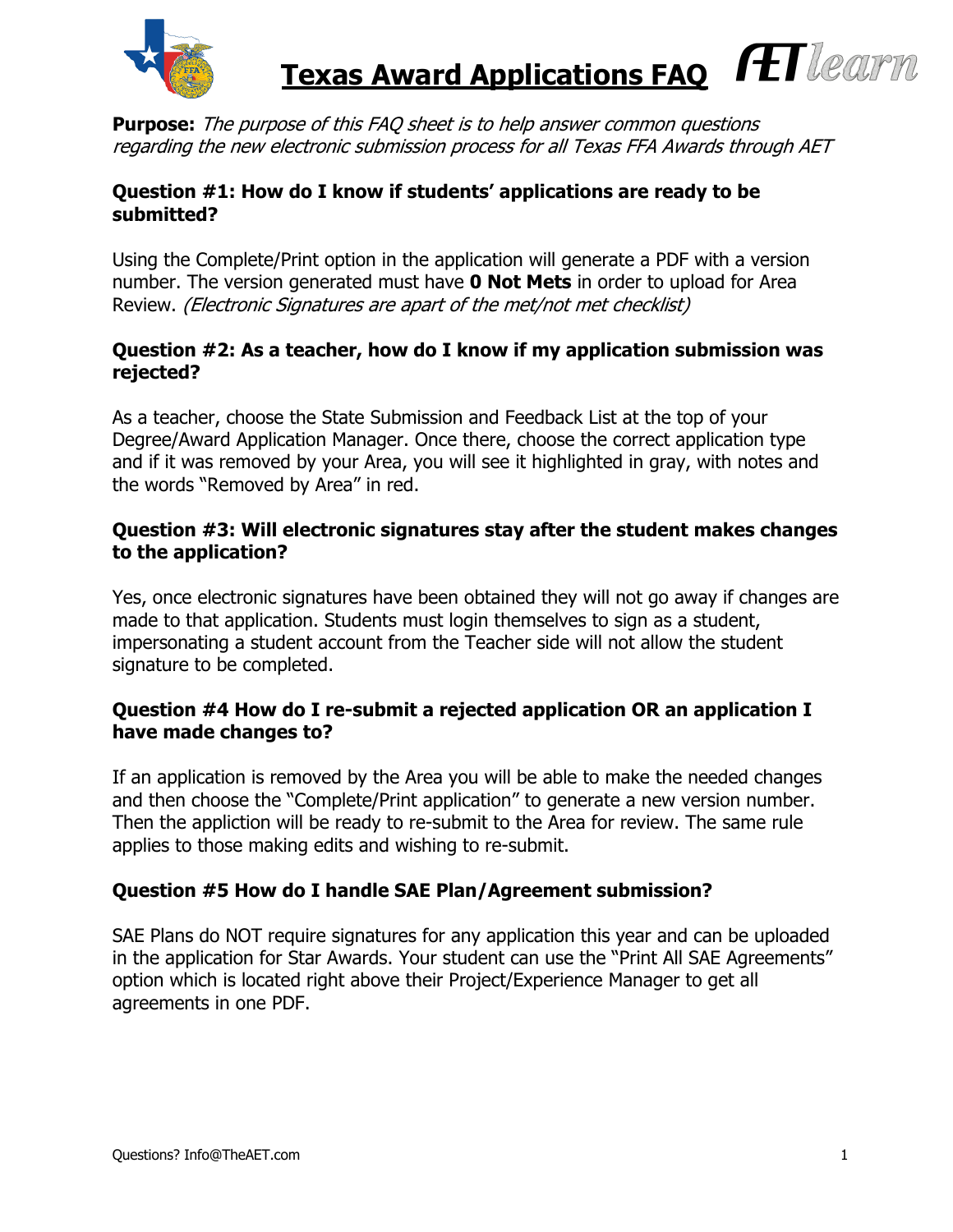# Texas Award Applications FAQ

**Purpose:** *The purpose of this FAQ sheet is to help answer common questions regarding the new electronic submission process for all Texas FFA Awards through AET*

### Question #1: How do I know if students' applications are ready to be submitted?

Using the Complete/Print option in the application will generate a PDF with a version number. The version generated must have **0 Not Mets** in order to upload for Area Review. *(Electronic Signatures are apart of the met/not met checklist)*

### Question #2: As a teacher, how do I know if my application submission was rejected?

As a teacher, choose the State Submission and Feedback List at the top of your Degree/Award Application Manager. Once there, choose the correct application type and if it was removed by your Area, you will see it highlighted in gray, with notes and the words "Removed by Area" in red.

### Question #3: Will electronic signatures stay after the student makes changes to the application?

Yes, once electronic signatures have been obtained they will not go away if changes are made to that application. Students must login themselves to sign as a student, impersonating a student account from the Teacher side will not allow the student signature to be completed.

### Question #4 How do I re-submit a rejected application OR an application I have made changes to?

If an application is removed by the Area you will be able to make the needed changes and then choose the "Complete/Print application" to generate a new version number. Then the appliction will be ready to re-submit to the Area for review. The same rule applies to those making edits and wishing to re-submit.

### Question #5 How do I handle SAE Plan/Agreement submission?

SAE Plans do NOT require signatures for any application this year and can be uploaded in the application for Star Awards. Your student can use the "Print All SAE Agreements" option which is located right above their Project/Experience Manager to get all agreements in one PDF.

Questions? Info@TheAET.com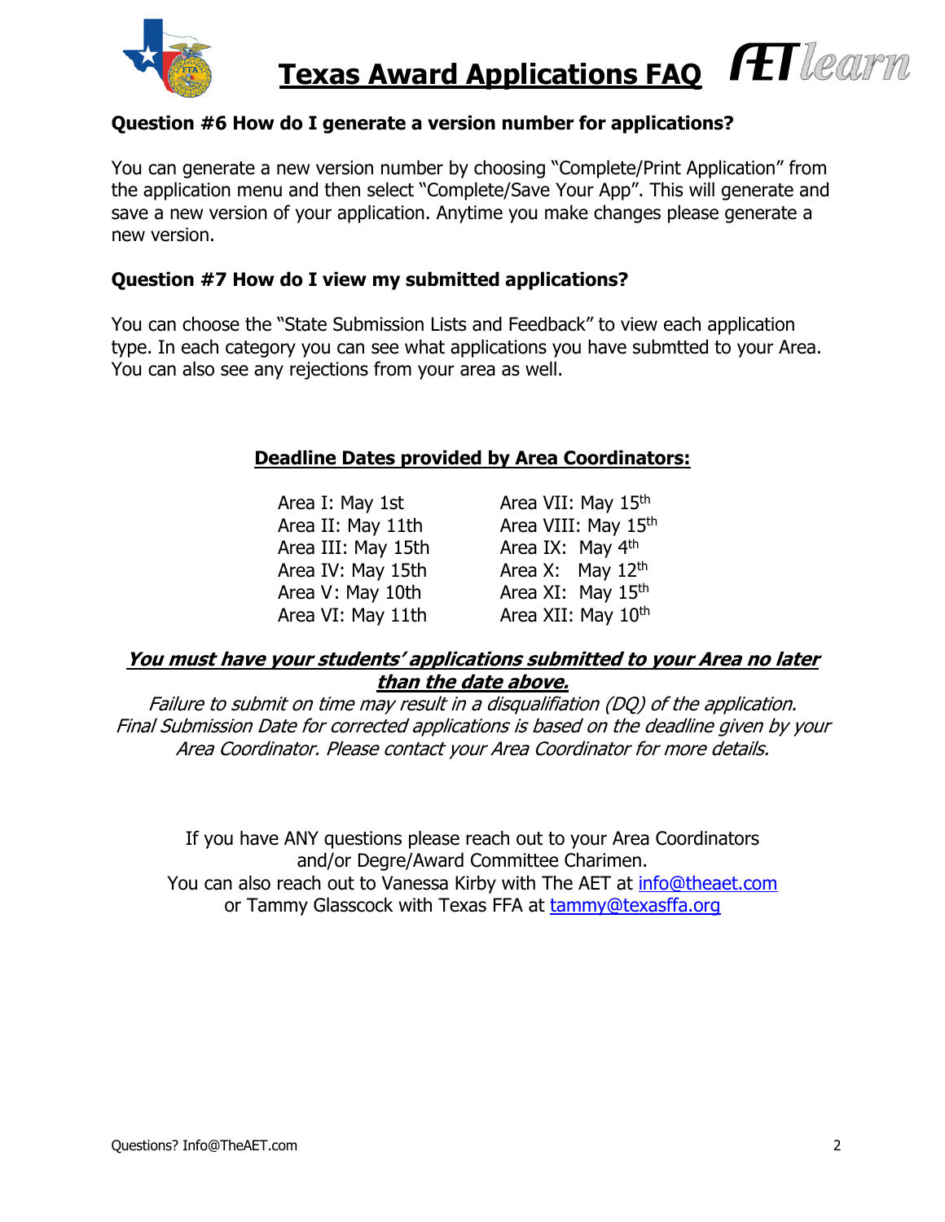# Texas Award Applications FAQ

### Question #6 How do I generate a version number for applications?

You can generate a new version number by choosing "Complete/Print Application" from the application menu and then select "Complete/Save Your App". This will generate and save a new version of your application. Anytime you make changes please generate a new version.

### Question #7 How do I view my submitted applications?

You can choose the "State Submission Lists and Feedback" to view each application type. In each category you can see what applications you have submtted to your Area. You can also see any rejections from your area as well.

## Deadline Dates provided by Area Coordinators:

| | |
|---|---|
| Area I: May 1st | Area VII: May 15th |
| Area II: May 11th | Area VIII: May 15th |
| Area III: May 15th | Area IX: May 4th |
| Area IV: May 15th | Area X: May 12th |
| Area V: May 10th | Area XI: May 15th |
| Area VI: May 11th | Area XII: May 10th |

***You must have your students' applications submitted to your Area no later than the date above.***

*Failure to submit on time may result in a disqualification (DQ) of the application. Final Submission Date for corrected applications is based on the deadline given by your Area Coordinator. Please contact your Area Coordinator for more details.*

If you have ANY questions please reach out to your Area Coordinators and/or Degre/Award Committee Charimen.
You can also reach out to Vanessa Kirby with The AET at info@theaet.com or Tammy Glasscock with Texas FFA at tammy@texasffa.org